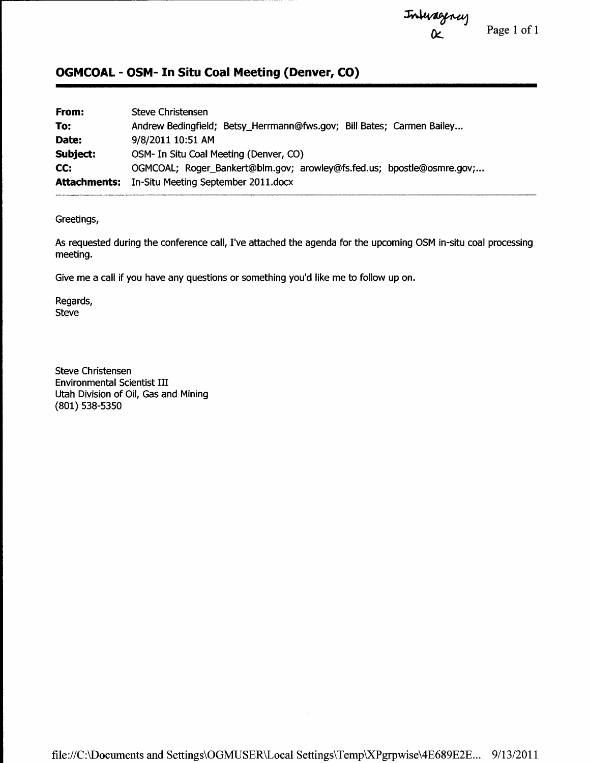Interagency
ok

## OGMCOAL - OSM- In Situ Coal Meeting (Denver, CO)

| | |
|---|---|
| **From:** | Steve Christensen |
| **To:** | Andrew Bedingfield; Betsy_Herrmann@fws.gov; Bill Bates; Carmen Bailey... |
| **Date:** | 9/8/2011 10:51 AM |
| **Subject:** | OSM- In Situ Coal Meeting (Denver, CO) |
| **CC:** | OGMCOAL; Roger_Bankert@blm.gov; arowley@fs.fed.us; bpostle@osmre.gov;... |
| **Attachments:** | In-Situ Meeting September 2011.docx |

Greetings,

As requested during the conference call, I've attached the agenda for the upcoming OSM in-situ coal processing meeting.

Give me a call if you have any questions or something you'd like me to follow up on.

Regards,
Steve

Steve Christensen
Environmental Scientist III
Utah Division of Oil, Gas and Mining
(801) 538-5350

file://C:\Documents and Settings\OGMUSER\Local Settings\Temp\XPgrpwise\4E689E2E... 9/13/2011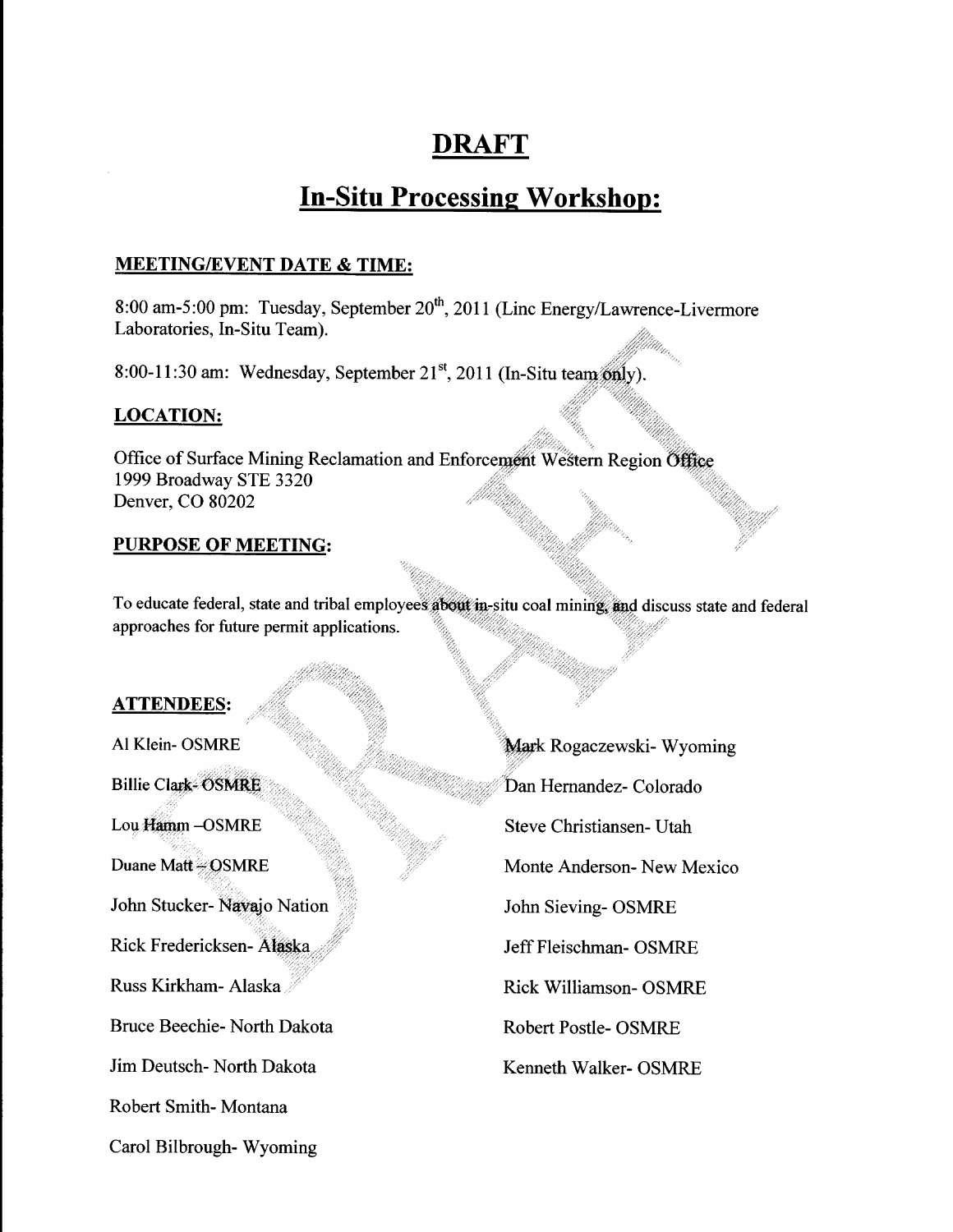# DRAFT

# In-Situ Processing Workshop:

**MEETING/EVENT DATE & TIME:**

8:00 am-5:00 pm: Tuesday, September 20th, 2011 (Linc Energy/Lawrence-Livermore Laboratories, In-Situ Team).

8:00-11:30 am: Wednesday, September 21st, 2011 (In-Situ team only).

**LOCATION:**

Office of Surface Mining Reclamation and Enforcement Western Region Office
1999 Broadway STE 3320
Denver, CO 80202

**PURPOSE OF MEETING:**

To educate federal, state and tribal employees about in-situ coal mining, and discuss state and federal approaches for future permit applications.

**ATTENDEES:**

Al Klein- OSMRE

Billie Clark- OSMRE

Lou Hamm –OSMRE

Duane Matt – OSMRE

John Stucker- Navajo Nation

Rick Fredericksen- Alaska

Russ Kirkham- Alaska

Bruce Beechie- North Dakota

Jim Deutsch- North Dakota

Robert Smith- Montana

Carol Bilbrough- Wyoming

Mark Rogaczewski- Wyoming

Dan Hernandez- Colorado

Steve Christiansen- Utah

Monte Anderson- New Mexico

John Sieving- OSMRE

Jeff Fleischman- OSMRE

Rick Williamson- OSMRE

Robert Postle- OSMRE

Kenneth Walker- OSMRE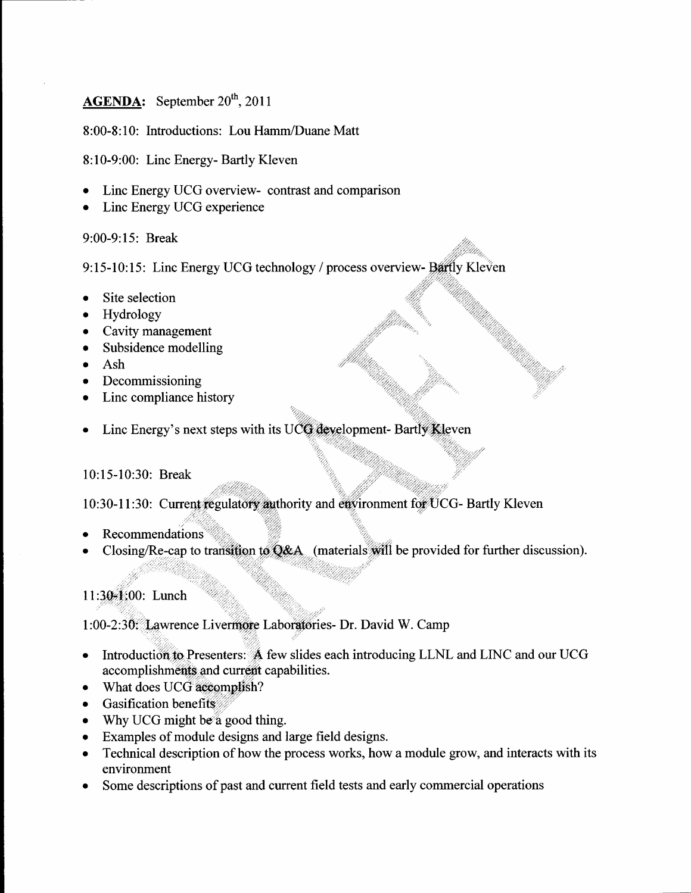**AGENDA:** September 20th, 2011

8:00-8:10: Introductions: Lou Hamm/Duane Matt

8:10-9:00: Linc Energy- Bartly Kleven

- Linc Energy UCG overview- contrast and comparison
- Linc Energy UCG experience

9:00-9:15: Break

9:15-10:15: Linc Energy UCG technology / process overview- Bartly Kleven

- Site selection
- Hydrology
- Cavity management
- Subsidence modelling
- Ash
- Decommissioning
- Linc compliance history
- Linc Energy's next steps with its UCG development- Bartly Kleven

10:15-10:30: Break

10:30-11:30: Current regulatory authority and environment for UCG- Bartly Kleven

- Recommendations
- Closing/Re-cap to transition to Q&A (materials will be provided for further discussion).

11:30-1:00: Lunch

1:00-2:30: Lawrence Livermore Laboratories- Dr. David W. Camp

- Introduction to Presenters: A few slides each introducing LLNL and LINC and our UCG accomplishments and current capabilities.
- What does UCG accomplish?
- Gasification benefits
- Why UCG might be a good thing.
- Examples of module designs and large field designs.
- Technical description of how the process works, how a module grow, and interacts with its environment
- Some descriptions of past and current field tests and early commercial operations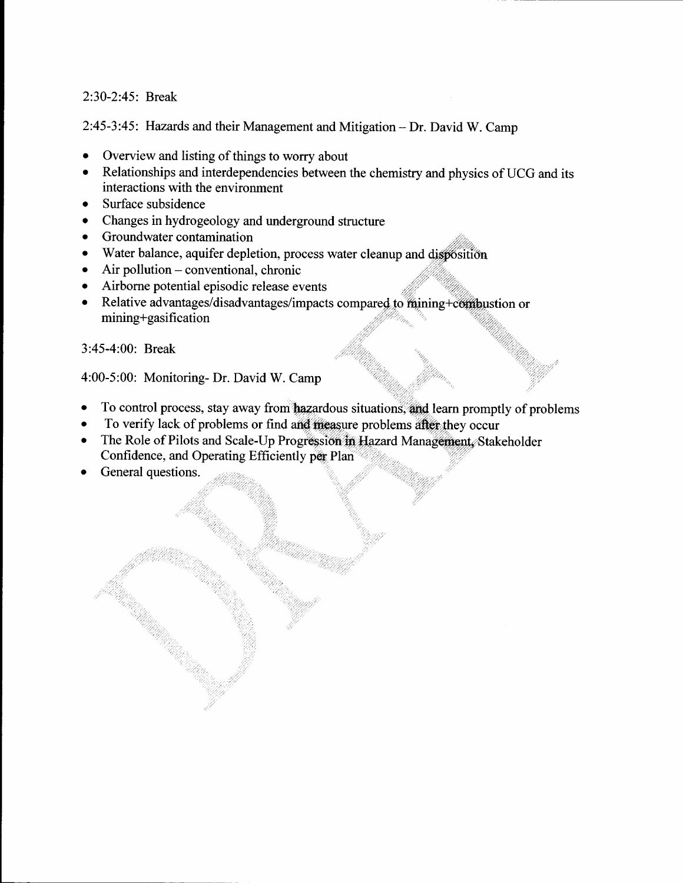2:30-2:45: Break

2:45-3:45: Hazards and their Management and Mitigation – Dr. David W. Camp

- Overview and listing of things to worry about
- Relationships and interdependencies between the chemistry and physics of UCG and its interactions with the environment
- Surface subsidence
- Changes in hydrogeology and underground structure
- Groundwater contamination
- Water balance, aquifer depletion, process water cleanup and disposition
- Air pollution – conventional, chronic
- Airborne potential episodic release events
- Relative advantages/disadvantages/impacts compared to mining+combustion or mining+gasification

3:45-4:00: Break

4:00-5:00: Monitoring- Dr. David W. Camp

- To control process, stay away from hazardous situations, and learn promptly of problems
- To verify lack of problems or find and measure problems after they occur
- The Role of Pilots and Scale-Up Progression in Hazard Management, Stakeholder Confidence, and Operating Efficiently per Plan
- General questions.

DRAFT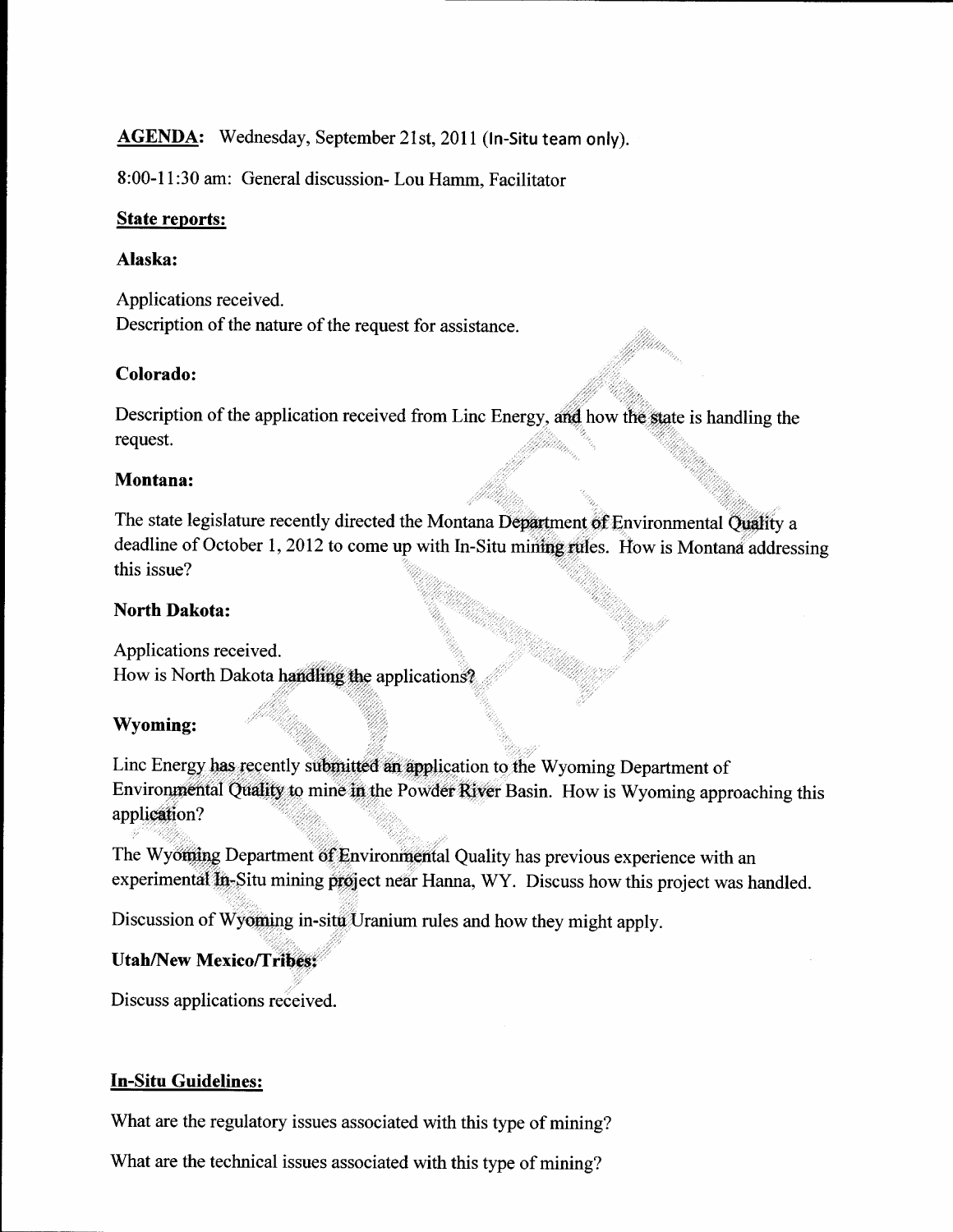**AGENDA:** Wednesday, September 21st, 2011 (In-Situ team only).

8:00-11:30 am: General discussion- Lou Hamm, Facilitator

**State reports:**

**Alaska:**

Applications received.
Description of the nature of the request for assistance.

**Colorado:**

Description of the application received from Linc Energy, and how the state is handling the request.

**Montana:**

The state legislature recently directed the Montana Department of Environmental Quality a deadline of October 1, 2012 to come up with In-Situ mining rules. How is Montana addressing this issue?

**North Dakota:**

Applications received.
How is North Dakota handling the applications?

**Wyoming:**

Linc Energy has recently submitted an application to the Wyoming Department of Environmental Quality to mine in the Powder River Basin. How is Wyoming approaching this application?

The Wyoming Department of Environmental Quality has previous experience with an experimental In-Situ mining project near Hanna, WY. Discuss how this project was handled.

Discussion of Wyoming in-situ Uranium rules and how they might apply.

**Utah/New Mexico/Tribes:**

Discuss applications received.

**In-Situ Guidelines:**

What are the regulatory issues associated with this type of mining?

What are the technical issues associated with this type of mining?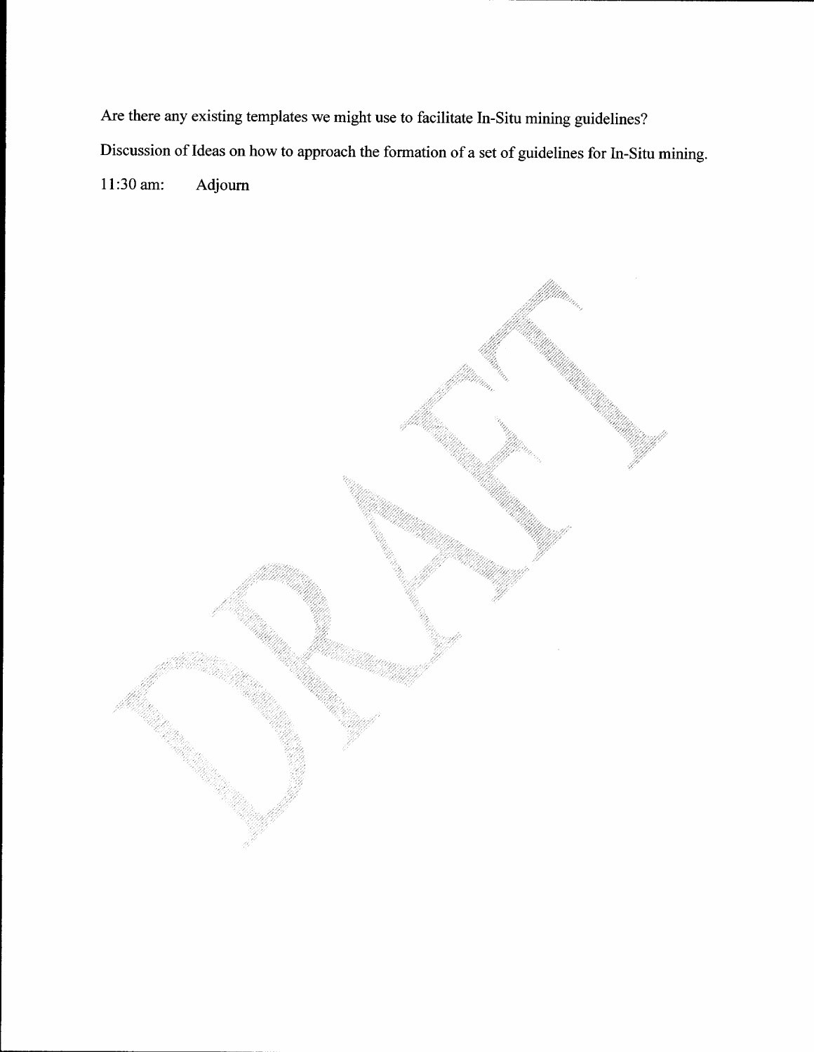Are there any existing templates we might use to facilitate In-Situ mining guidelines?

Discussion of Ideas on how to approach the formation of a set of guidelines for In-Situ mining.

11:30 am: Adjourn

DRAFT